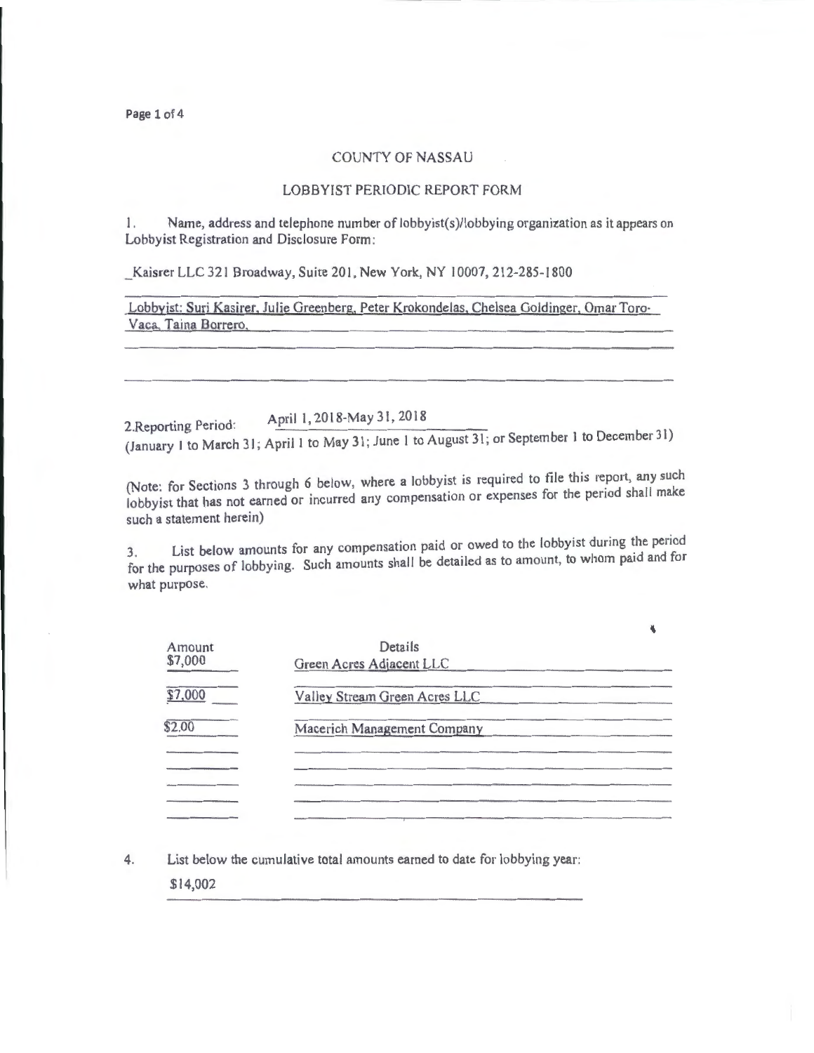COUNTY OF NASSAU

LOBBYIST PERIODIC REPORT FORM

1. Name, address and telephone number of lobbyist(s)/lobbying organization as it appears on Lobbyist Registration and Disclosure Form:

_Kaisrer LLC 321 Broadway, Suite 201, New York, NY 10007, 212-285-1800

Lobbyist: Suri Kasirer, Julie Greenberg, Peter Krokondelas, Chelsea Goldinger, Omar Toro-Vaca, Taina Borrero.

2.Reporting Period: April 1, 2018-May 31, 2018

(January 1 to March 31; April 1 to May 31; June 1 to August 31; or September 1 to December 31)

(Note: for Sections 3 through 6 below, where a lobbyist is required to file this report, any such lobbyist that has not earned or incurred any compensation or expenses for the period shall make such a statement herein)

3. List below amounts for any compensation paid or owed to the lobbyist during the period for the purposes of lobbying. Such amounts shall be detailed as to amount, to whom paid and for what purpose.

| Amount | Details |
| --- | --- |
| $7,000 | Green Acres Adjacent LLC |
| $7,000 | Valley Stream Green Acres LLC |
| $2.00 | Macerich Management Company |
| | |
| | |
| | |
| | |

4. List below the cumulative total amounts earned to date for lobbying year:

$14,002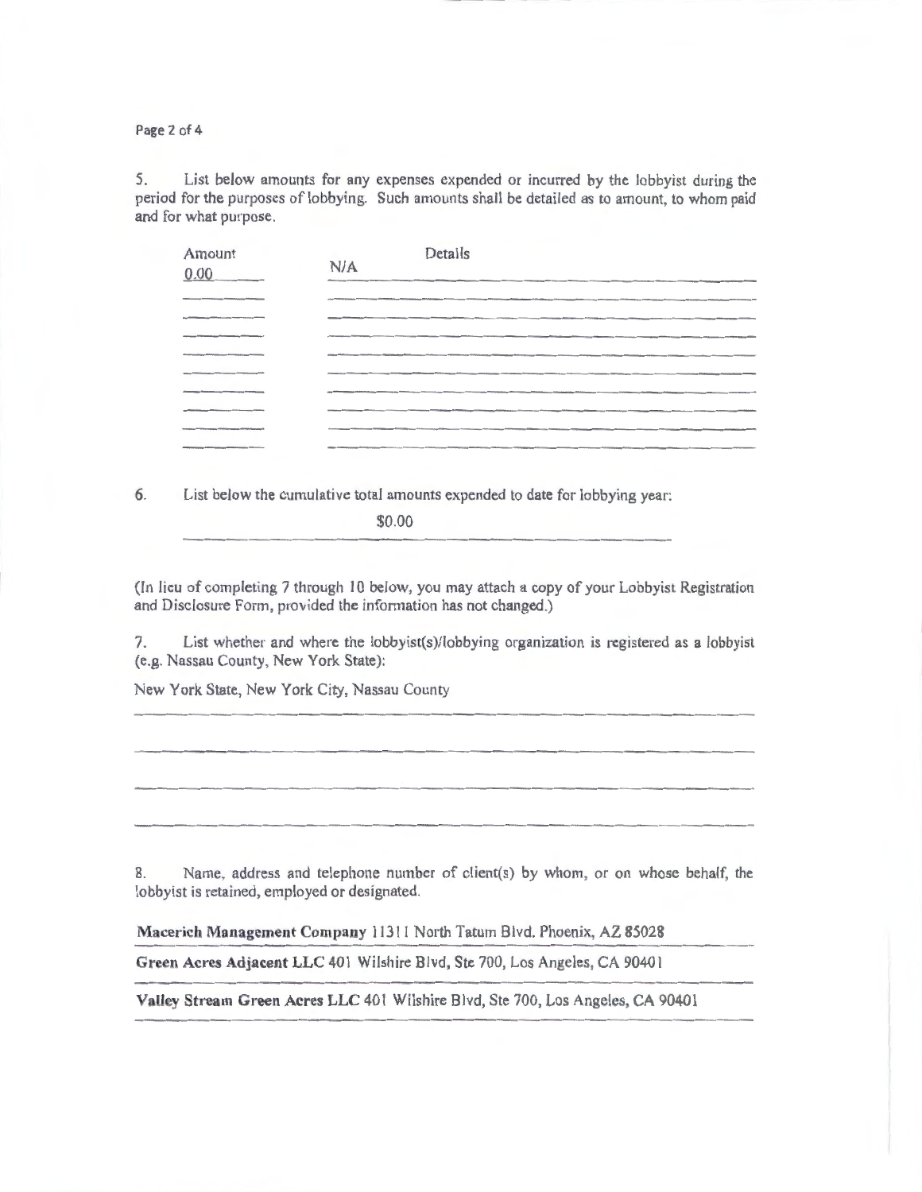5. List below amounts for any expenses expended or incurred by the lobbyist during the period for the purposes of lobbying. Such amounts shall be detailed as to amount, to whom paid and for what purpose.

| Amount | Details |
| --- | --- |
| 0.00 | N/A |

6. List below the cumulative total amounts expended to date for lobbying year:

$0.00

(In lieu of completing 7 through 10 below, you may attach a copy of your Lobbyist Registration and Disclosure Form, provided the information has not changed.)

7. List whether and where the lobbyist(s)/lobbying organization is registered as a lobbyist (e.g. Nassau County, New York State):

New York State, New York City, Nassau County

8. Name, address and telephone number of client(s) by whom, or on whose behalf, the lobbyist is retained, employed or designated.

**Macerich Management Company** 11311 North Tatum Blvd. Phoenix, AZ 85028

**Green Acres Adjacent LLC** 401 Wilshire Blvd, Ste 700, Los Angeles, CA 90401

**Valley Stream Green Acres LLC** 401 Wilshire Blvd, Ste 700, Los Angeles, CA 90401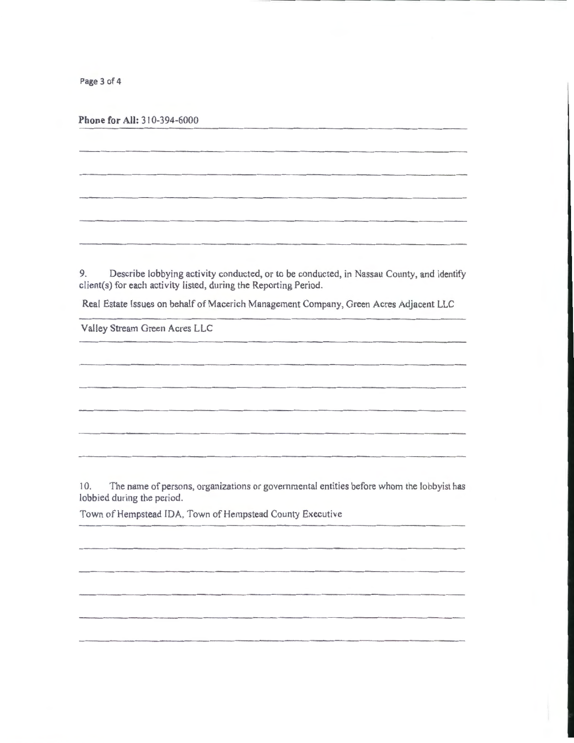**Phone for All:** 310-394-6000

9. Describe lobbying activity conducted, or to be conducted, in Nassau County, and identify client(s) for each activity listed, during the Reporting Period.

Real Estate Issues on behalf of Macerich Management Company, Green Acres Adjacent LLC

Valley Stream Green Acres LLC

10. The name of persons, organizations or governmental entities before whom the lobbyist has lobbied during the period.

Town of Hempstead IDA, Town of Hempstead County Executive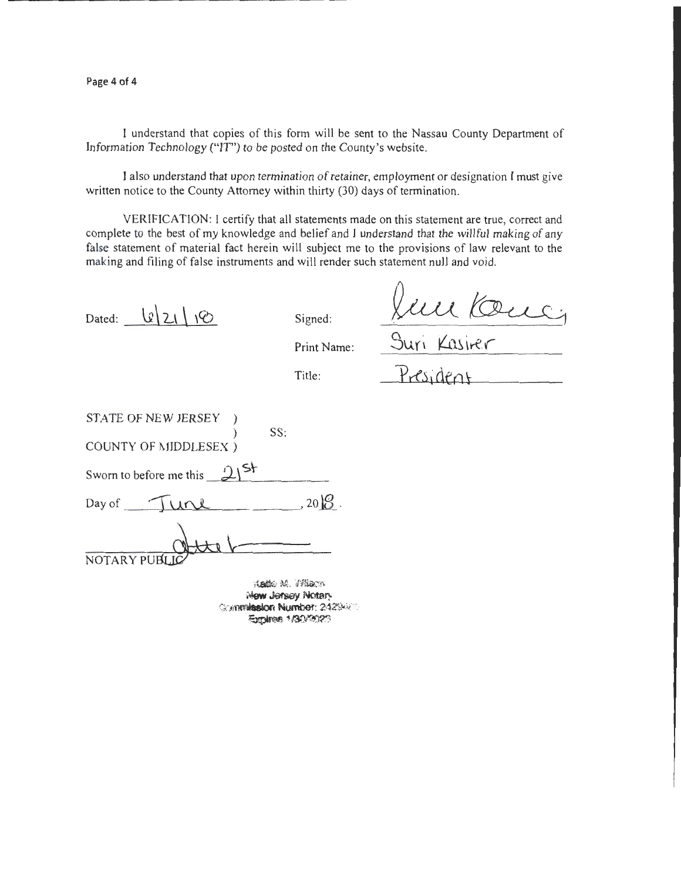I understand that copies of this form will be sent to the Nassau County Department of Information Technology ("IT") to be posted on the County's website.

I also understand that upon termination of retainer, employment or designation I must give written notice to the County Attorney within thirty (30) days of termination.

VERIFICATION: I certify that all statements made on this statement are true, correct and complete to the best of my knowledge and belief and I understand that the willful making of any false statement of material fact herein will subject me to the provisions of law relevant to the making and filing of false instruments and will render such statement null and void.

Dated: 6/21/18

Signed: Suri Kasirer

Print Name: Suri Kasirer

Title: President

STATE OF NEW JERSEY )
) SS:
COUNTY OF MIDDLESEX )

Sworn to before me this 21st

Day of June, 2018.

NOTARY PUBLIC

Katie M. Wilson
New Jersey Notary
Commission Number: 2429...
Expires 1/30/2023